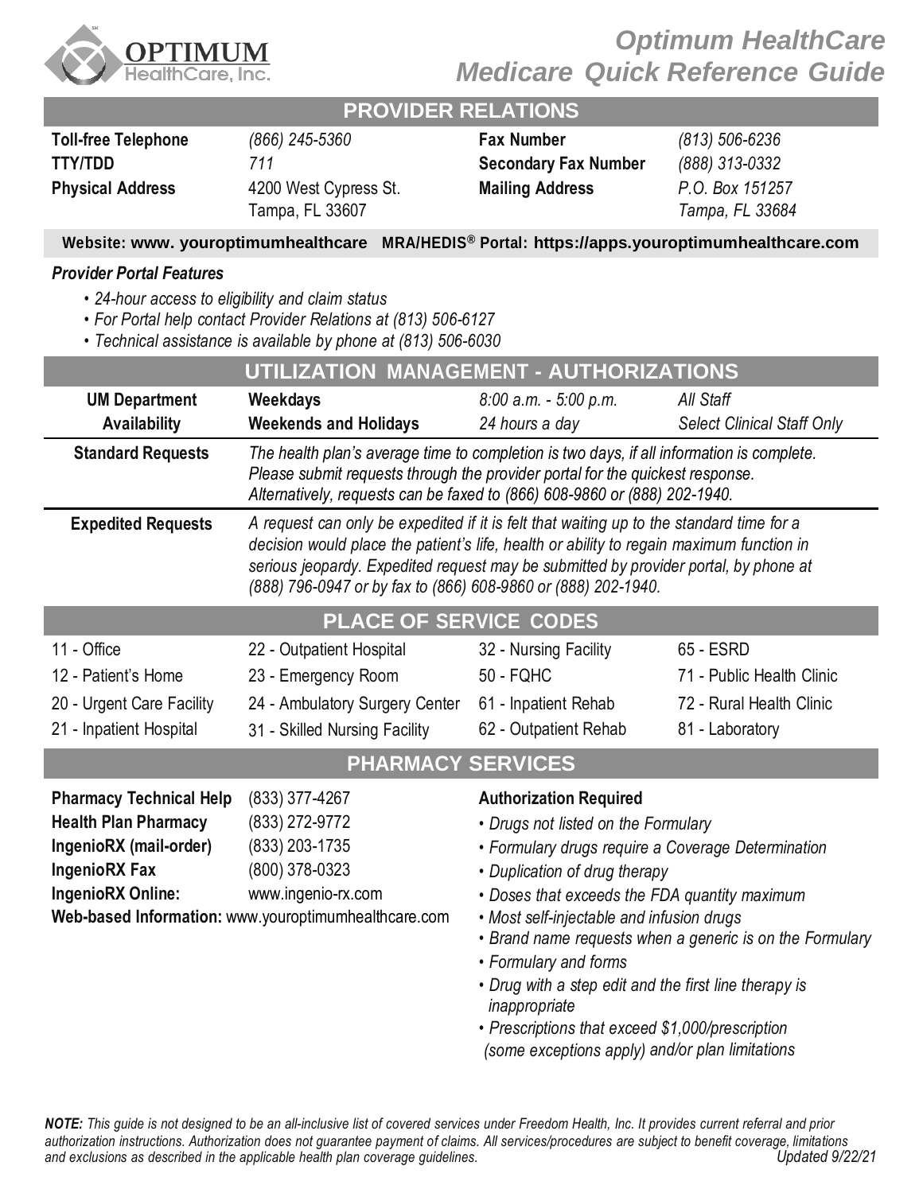OPTIMUM HealthCare, Inc.

# Optimum HealthCare Medicare Quick Reference Guide

## PROVIDER RELATIONS

| | | | |
|---|---|---|---|
| **Toll-free Telephone** | *(866) 245-5360* | **Fax Number** | *(813) 506-6236* |
| **TTY/TDD** | *711* | **Secondary Fax Number** | *(888) 313-0332* |
| **Physical Address** | 4200 West Cypress St. Tampa, FL 33607 | **Mailing Address** | *P.O. Box 151257 Tampa, FL 33684* |

**Website: www. youroptimumhealthcare   MRA/HEDIS® Portal: https://apps.youroptimumhealthcare.com**

***Provider Portal Features***

- *24-hour access to eligibility and claim status*
- *For Portal help contact Provider Relations at (813) 506-6127*
- *Technical assistance is available by phone at (813) 506-6030*

## UTILIZATION MANAGEMENT - AUTHORIZATIONS

| | | | |
|---|---|---|---|
| **UM Department Availability** | **Weekdays** | *8:00 a.m. - 5:00 p.m.* | *All Staff* |
| | **Weekends and Holidays** | *24 hours a day* | *Select Clinical Staff Only* |

**Standard Requests**

*The health plan's average time to completion is two days, if all information is complete. Please submit requests through the provider portal for the quickest response. Alternatively, requests can be faxed to (866) 608-9860 or (888) 202-1940.*

**Expedited Requests**

*A request can only be expedited if it is felt that waiting up to the standard time for a decision would place the patient's life, health or ability to regain maximum function in serious jeopardy. Expedited request may be submitted by provider portal, by phone at (888) 796-0947 or by fax to (866) 608-9860 or (888) 202-1940.*

## PLACE OF SERVICE CODES

| | | | |
|---|---|---|---|
| 11 - Office | 22 - Outpatient Hospital | 32 - Nursing Facility | 65 - ESRD |
| 12 - Patient's Home | 23 - Emergency Room | 50 - FQHC | 71 - Public Health Clinic |
| 20 - Urgent Care Facility | 24 - Ambulatory Surgery Center | 61 - Inpatient Rehab | 72 - Rural Health Clinic |
| 21 - Inpatient Hospital | 31 - Skilled Nursing Facility | 62 - Outpatient Rehab | 81 - Laboratory |

## PHARMACY SERVICES

| | |
|---|---|
| **Pharmacy Technical Help** | (833) 377-4267 |
| **Health Plan Pharmacy** | (833) 272-9772 |
| **IngenioRX (mail-order)** | (833) 203-1735 |
| **IngenioRX Fax** | (800) 378-0323 |
| **IngenioRX Online:** | www.ingenio-rx.com |

**Web-based Information:** www.youroptimumhealthcare.com

**Authorization Required**

- *Drugs not listed on the Formulary*
- *Formulary drugs require a Coverage Determination*
- *Duplication of drug therapy*
- *Doses that exceeds the FDA quantity maximum*
- *Most self-injectable and infusion drugs*
- *Brand name requests when a generic is on the Formulary*
- *Formulary and forms*
- *Drug with a step edit and the first line therapy is inappropriate*
- *Prescriptions that exceed $1,000/prescription (some exceptions apply) and/or plan limitations*

***NOTE:*** *This guide is not designed to be an all-inclusive list of covered services under Freedom Health, Inc. It provides current referral and prior authorization instructions. Authorization does not guarantee payment of claims. All services/procedures are subject to benefit coverage, limitations and exclusions as described in the applicable health plan coverage guidelines.* *Updated 9/22/21*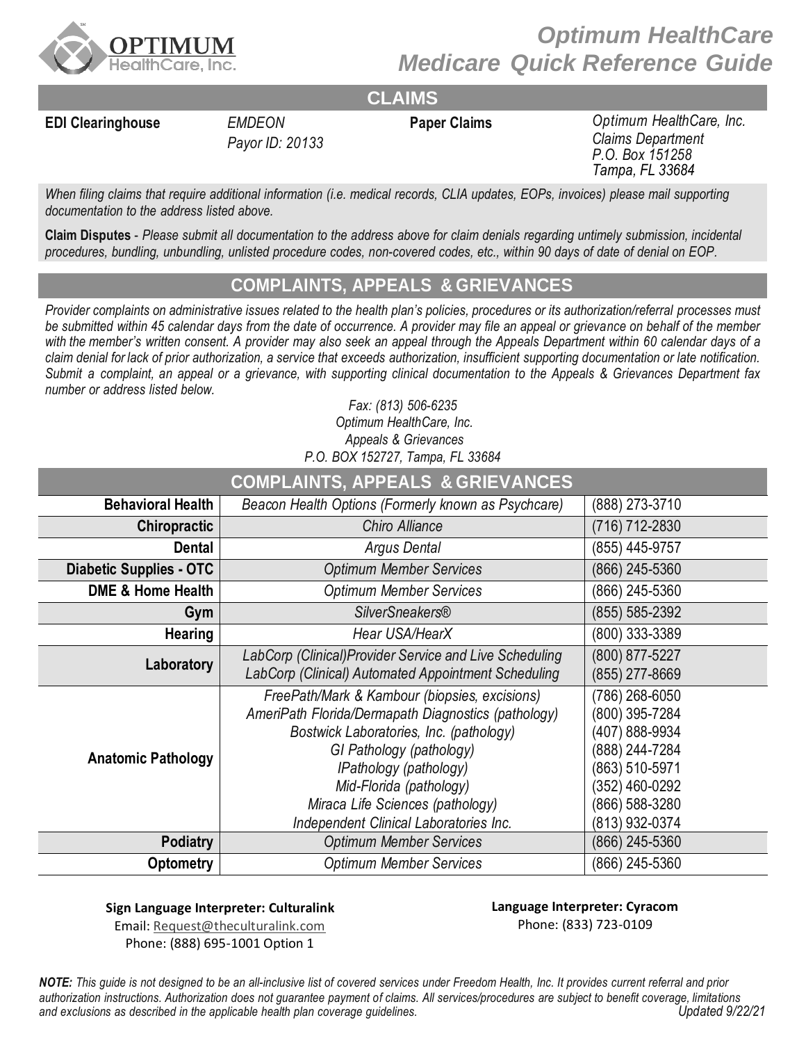# Optimum HealthCare Medicare Quick Reference Guide

## CLAIMS

**EDI Clearinghouse** *EMDEON Payor ID: 20133*

**Paper Claims** *Optimum HealthCare, Inc. Claims Department P.O. Box 151258 Tampa, FL 33684*

*When filing claims that require additional information (i.e. medical records, CLIA updates, EOPs, invoices) please mail supporting documentation to the address listed above.*

**Claim Disputes** - *Please submit all documentation to the address above for claim denials regarding untimely submission, incidental procedures, bundling, unbundling, unlisted procedure codes, non-covered codes, etc., within 90 days of date of denial on EOP.*

## COMPLAINTS, APPEALS & GRIEVANCES

*Provider complaints on administrative issues related to the health plan's policies, procedures or its authorization/referral processes must be submitted within 45 calendar days from the date of occurrence. A provider may file an appeal or grievance on behalf of the member with the member's written consent. A provider may also seek an appeal through the Appeals Department within 60 calendar days of a claim denial for lack of prior authorization, a service that exceeds authorization, insufficient supporting documentation or late notification. Submit a complaint, an appeal or a grievance, with supporting clinical documentation to the Appeals & Grievances Department fax number or address listed below.*

*Fax: (813) 506-6235*
*Optimum HealthCare, Inc.*
*Appeals & Grievances*
*P.O. BOX 152727, Tampa, FL 33684*

## COMPLAINTS, APPEALS & GRIEVANCES

| | | |
|---|---|---|
| **Behavioral Health** | Beacon Health Options (Formerly known as Psychcare) | (888) 273-3710 |
| **Chiropractic** | Chiro Alliance | (716) 712-2830 |
| **Dental** | Argus Dental | (855) 445-9757 |
| **Diabetic Supplies - OTC** | Optimum Member Services | (866) 245-5360 |
| **DME & Home Health** | Optimum Member Services | (866) 245-5360 |
| **Gym** | SilverSneakers® | (855) 585-2392 |
| **Hearing** | Hear USA/HearX | (800) 333-3389 |
| **Laboratory** | LabCorp (Clinical)Provider Service and Live Scheduling<br>LabCorp (Clinical) Automated Appointment Scheduling | (800) 877-5227<br>(855) 277-8669 |
| **Anatomic Pathology** | FreePath/Mark & Kambour (biopsies, excisions)<br>AmeriPath Florida/Dermapath Diagnostics (pathology)<br>Bostwick Laboratories, Inc. (pathology)<br>GI Pathology (pathology)<br>IPathology (pathology)<br>Mid-Florida (pathology)<br>Miraca Life Sciences (pathology)<br>Independent Clinical Laboratories Inc. | (786) 268-6050<br>(800) 395-7284<br>(407) 888-9934<br>(888) 244-7284<br>(863) 510-5971<br>(352) 460-0292<br>(866) 588-3280<br>(813) 932-0374 |
| **Podiatry** | Optimum Member Services | (866) 245-5360 |
| **Optometry** | Optimum Member Services | (866) 245-5360 |

**Sign Language Interpreter: Culturalink**
Email: Request@theculturalink.com
Phone: (888) 695-1001 Option 1

**Language Interpreter: Cyracom**
Phone: (833) 723-0109

***NOTE:*** *This guide is not designed to be an all-inclusive list of covered services under Freedom Health, Inc. It provides current referral and prior authorization instructions. Authorization does not guarantee payment of claims. All services/procedures are subject to benefit coverage, limitations and exclusions as described in the applicable health plan coverage guidelines.* *Updated 9/22/21*